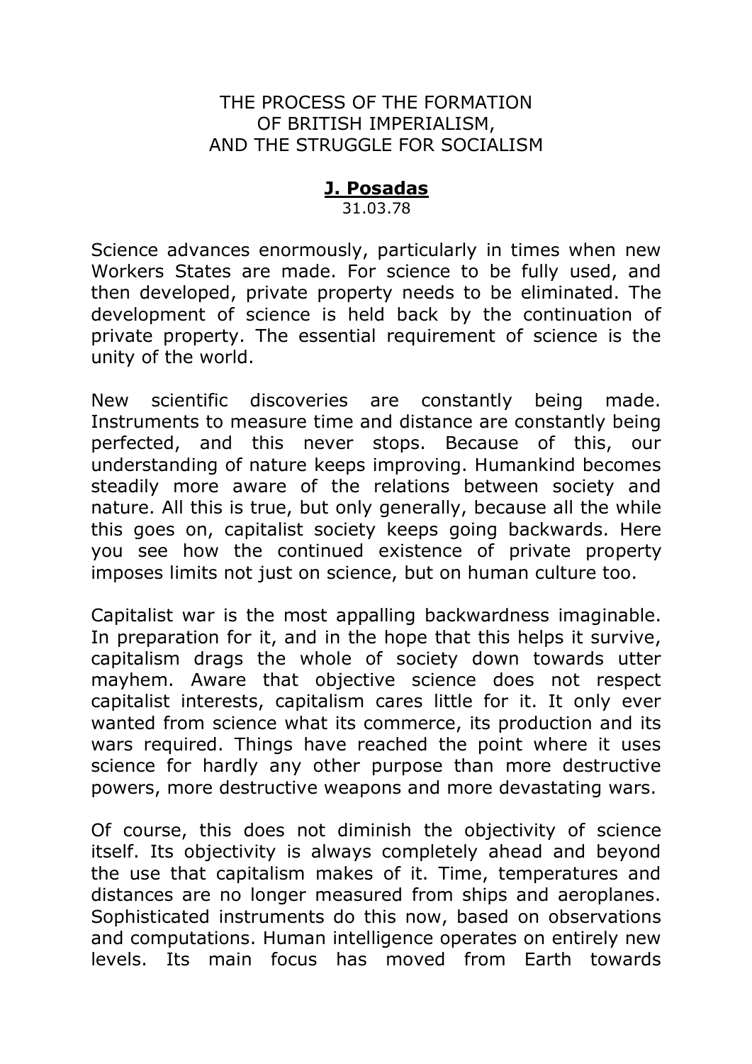# THE PROCESS OF THE FORMATION OF BRITISH IMPERIALISM, AND THE STRUGGLE FOR SOCIALISM

**J. Posadas**

31.03.78

Science advances enormously, particularly in times when new Workers States are made. For science to be fully used, and then developed, private property needs to be eliminated. The development of science is held back by the continuation of private property. The essential requirement of science is the unity of the world.

New scientific discoveries are constantly being made. Instruments to measure time and distance are constantly being perfected, and this never stops. Because of this, our understanding of nature keeps improving. Humankind becomes steadily more aware of the relations between society and nature. All this is true, but only generally, because all the while this goes on, capitalist society keeps going backwards. Here you see how the continued existence of private property imposes limits not just on science, but on human culture too.

Capitalist war is the most appalling backwardness imaginable. In preparation for it, and in the hope that this helps it survive, capitalism drags the whole of society down towards utter mayhem. Aware that objective science does not respect capitalist interests, capitalism cares little for it. It only ever wanted from science what its commerce, its production and its wars required. Things have reached the point where it uses science for hardly any other purpose than more destructive powers, more destructive weapons and more devastating wars.

Of course, this does not diminish the objectivity of science itself. Its objectivity is always completely ahead and beyond the use that capitalism makes of it. Time, temperatures and distances are no longer measured from ships and aeroplanes. Sophisticated instruments do this now, based on observations and computations. Human intelligence operates on entirely new levels. Its main focus has moved from Earth towards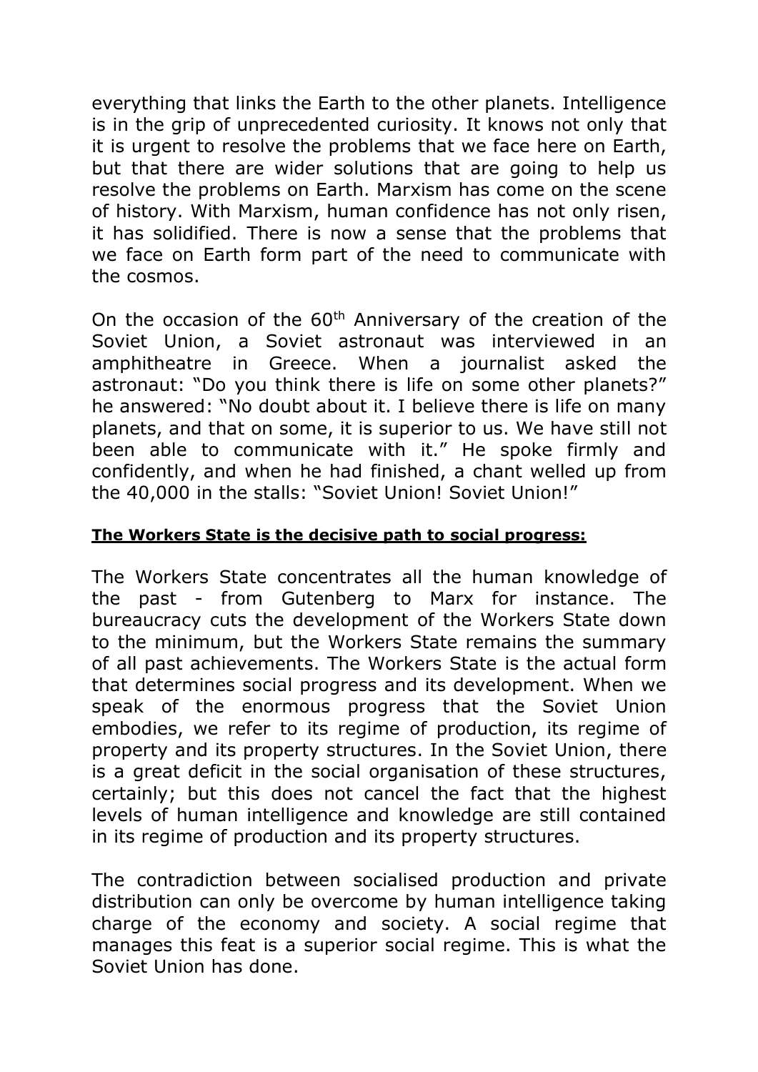everything that links the Earth to the other planets. Intelligence is in the grip of unprecedented curiosity. It knows not only that it is urgent to resolve the problems that we face here on Earth, but that there are wider solutions that are going to help us resolve the problems on Earth. Marxism has come on the scene of history. With Marxism, human confidence has not only risen, it has solidified. There is now a sense that the problems that we face on Earth form part of the need to communicate with the cosmos.

On the occasion of the 60th Anniversary of the creation of the Soviet Union, a Soviet astronaut was interviewed in an amphitheatre in Greece. When a journalist asked the astronaut: "Do you think there is life on some other planets?" he answered: "No doubt about it. I believe there is life on many planets, and that on some, it is superior to us. We have still not been able to communicate with it." He spoke firmly and confidently, and when he had finished, a chant welled up from the 40,000 in the stalls: "Soviet Union! Soviet Union!"

**The Workers State is the decisive path to social progress:**

The Workers State concentrates all the human knowledge of the past - from Gutenberg to Marx for instance. The bureaucracy cuts the development of the Workers State down to the minimum, but the Workers State remains the summary of all past achievements. The Workers State is the actual form that determines social progress and its development. When we speak of the enormous progress that the Soviet Union embodies, we refer to its regime of production, its regime of property and its property structures. In the Soviet Union, there is a great deficit in the social organisation of these structures, certainly; but this does not cancel the fact that the highest levels of human intelligence and knowledge are still contained in its regime of production and its property structures.

The contradiction between socialised production and private distribution can only be overcome by human intelligence taking charge of the economy and society. A social regime that manages this feat is a superior social regime. This is what the Soviet Union has done.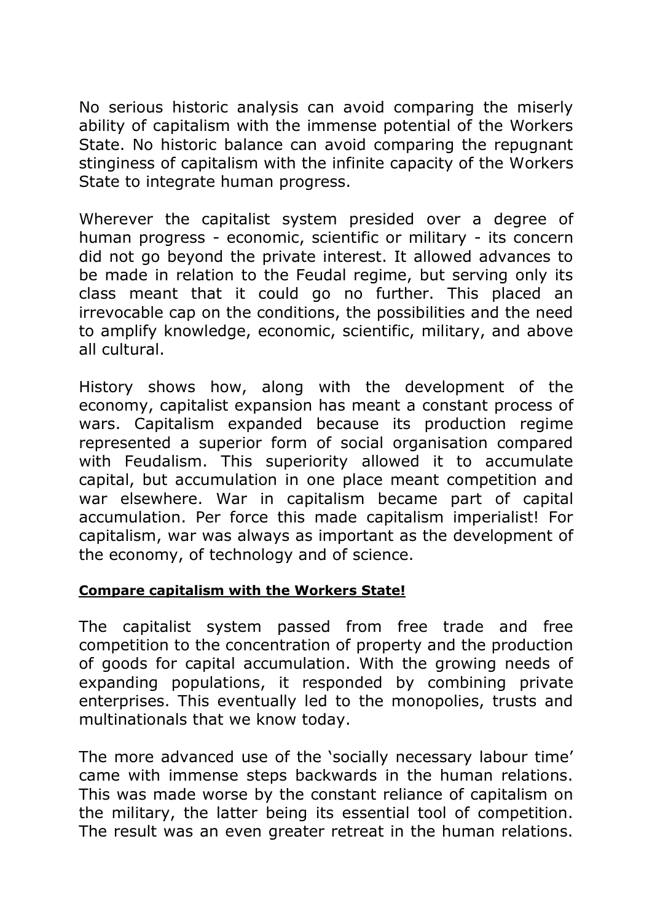No serious historic analysis can avoid comparing the miserly ability of capitalism with the immense potential of the Workers State. No historic balance can avoid comparing the repugnant stinginess of capitalism with the infinite capacity of the Workers State to integrate human progress.

Wherever the capitalist system presided over a degree of human progress - economic, scientific or military - its concern did not go beyond the private interest. It allowed advances to be made in relation to the Feudal regime, but serving only its class meant that it could go no further. This placed an irrevocable cap on the conditions, the possibilities and the need to amplify knowledge, economic, scientific, military, and above all cultural.

History shows how, along with the development of the economy, capitalist expansion has meant a constant process of wars. Capitalism expanded because its production regime represented a superior form of social organisation compared with Feudalism. This superiority allowed it to accumulate capital, but accumulation in one place meant competition and war elsewhere. War in capitalism became part of capital accumulation. Per force this made capitalism imperialist! For capitalism, war was always as important as the development of the economy, of technology and of science.

**Compare capitalism with the Workers State!**

The capitalist system passed from free trade and free competition to the concentration of property and the production of goods for capital accumulation. With the growing needs of expanding populations, it responded by combining private enterprises. This eventually led to the monopolies, trusts and multinationals that we know today.

The more advanced use of the 'socially necessary labour time' came with immense steps backwards in the human relations. This was made worse by the constant reliance of capitalism on the military, the latter being its essential tool of competition. The result was an even greater retreat in the human relations.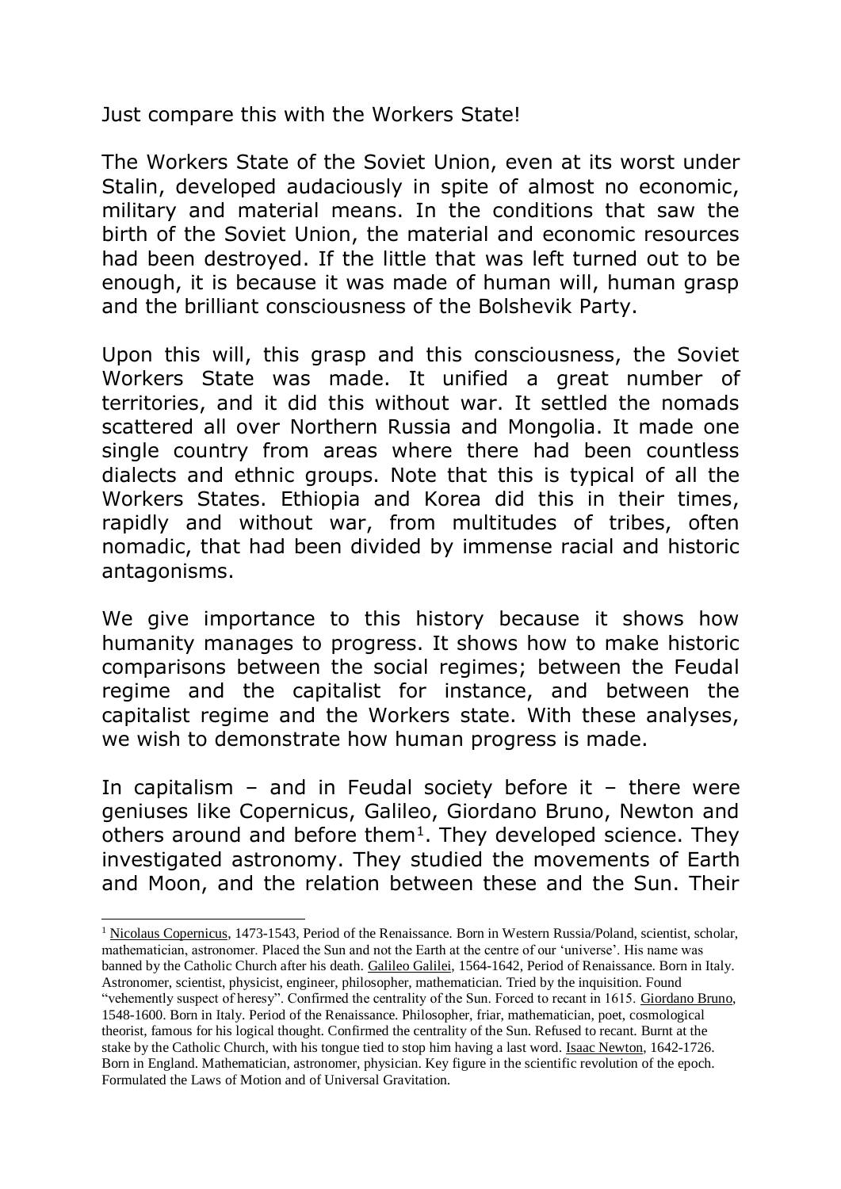Just compare this with the Workers State!

The Workers State of the Soviet Union, even at its worst under Stalin, developed audaciously in spite of almost no economic, military and material means. In the conditions that saw the birth of the Soviet Union, the material and economic resources had been destroyed. If the little that was left turned out to be enough, it is because it was made of human will, human grasp and the brilliant consciousness of the Bolshevik Party.

Upon this will, this grasp and this consciousness, the Soviet Workers State was made. It unified a great number of territories, and it did this without war. It settled the nomads scattered all over Northern Russia and Mongolia. It made one single country from areas where there had been countless dialects and ethnic groups. Note that this is typical of all the Workers States. Ethiopia and Korea did this in their times, rapidly and without war, from multitudes of tribes, often nomadic, that had been divided by immense racial and historic antagonisms.

We give importance to this history because it shows how humanity manages to progress. It shows how to make historic comparisons between the social regimes; between the Feudal regime and the capitalist for instance, and between the capitalist regime and the Workers state. With these analyses, we wish to demonstrate how human progress is made.

In capitalism – and in Feudal society before it – there were geniuses like Copernicus, Galileo, Giordano Bruno, Newton and others around and before them[1]. They developed science. They investigated astronomy. They studied the movements of Earth and Moon, and the relation between these and the Sun. Their

---

[1] Nicolaus Copernicus, 1473-1543, Period of the Renaissance. Born in Western Russia/Poland, scientist, scholar, mathematician, astronomer. Placed the Sun and not the Earth at the centre of our 'universe'. His name was banned by the Catholic Church after his death. Galileo Galilei, 1564-1642, Period of Renaissance. Born in Italy. Astronomer, scientist, physicist, engineer, philosopher, mathematician. Tried by the inquisition. Found "vehemently suspect of heresy". Confirmed the centrality of the Sun. Forced to recant in 1615. Giordano Bruno, 1548-1600. Born in Italy. Period of the Renaissance. Philosopher, friar, mathematician, poet, cosmological theorist, famous for his logical thought. Confirmed the centrality of the Sun. Refused to recant. Burnt at the stake by the Catholic Church, with his tongue tied to stop him having a last word. Isaac Newton, 1642-1726. Born in England. Mathematician, astronomer, physician. Key figure in the scientific revolution of the epoch. Formulated the Laws of Motion and of Universal Gravitation.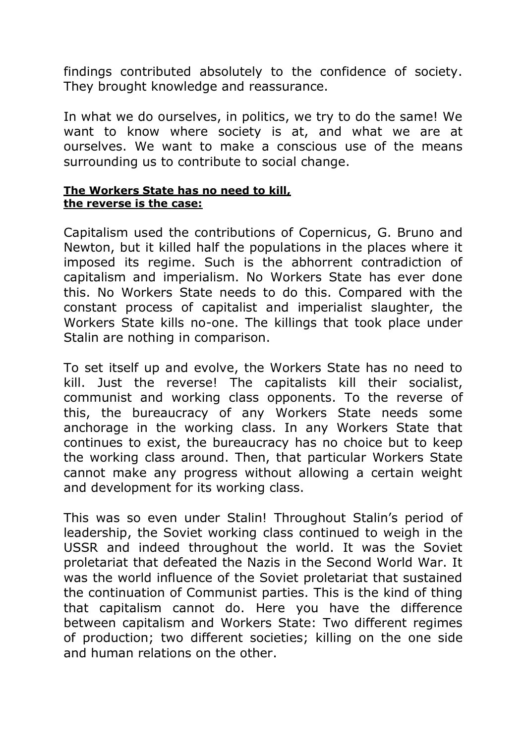findings contributed absolutely to the confidence of society. They brought knowledge and reassurance.

In what we do ourselves, in politics, we try to do the same! We want to know where society is at, and what we are at ourselves. We want to make a conscious use of the means surrounding us to contribute to social change.

**The Workers State has no need to kill, the reverse is the case:**

Capitalism used the contributions of Copernicus, G. Bruno and Newton, but it killed half the populations in the places where it imposed its regime. Such is the abhorrent contradiction of capitalism and imperialism. No Workers State has ever done this. No Workers State needs to do this. Compared with the constant process of capitalist and imperialist slaughter, the Workers State kills no-one. The killings that took place under Stalin are nothing in comparison.

To set itself up and evolve, the Workers State has no need to kill. Just the reverse! The capitalists kill their socialist, communist and working class opponents. To the reverse of this, the bureaucracy of any Workers State needs some anchorage in the working class. In any Workers State that continues to exist, the bureaucracy has no choice but to keep the working class around. Then, that particular Workers State cannot make any progress without allowing a certain weight and development for its working class.

This was so even under Stalin! Throughout Stalin's period of leadership, the Soviet working class continued to weigh in the USSR and indeed throughout the world. It was the Soviet proletariat that defeated the Nazis in the Second World War. It was the world influence of the Soviet proletariat that sustained the continuation of Communist parties. This is the kind of thing that capitalism cannot do. Here you have the difference between capitalism and Workers State: Two different regimes of production; two different societies; killing on the one side and human relations on the other.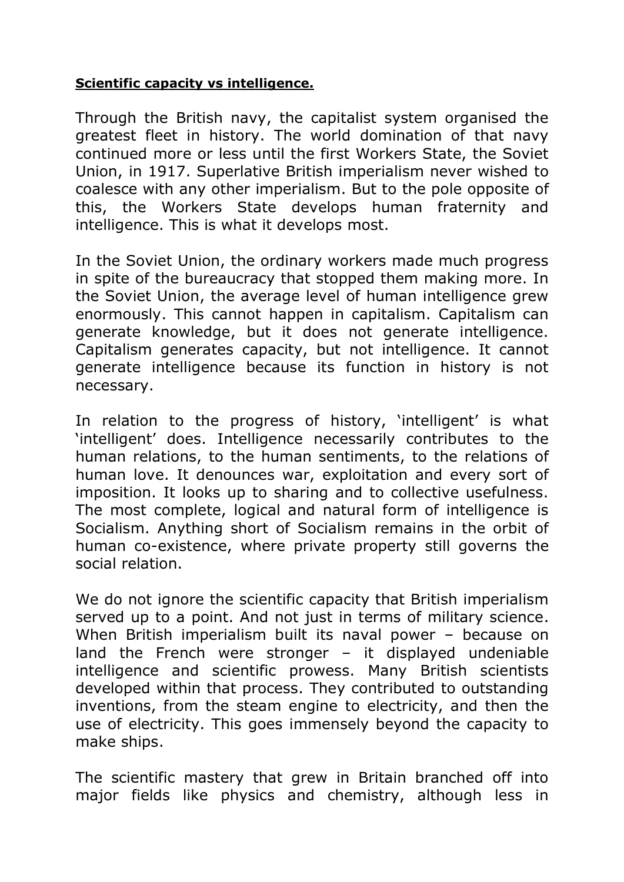**Scientific capacity vs intelligence.**

Through the British navy, the capitalist system organised the greatest fleet in history. The world domination of that navy continued more or less until the first Workers State, the Soviet Union, in 1917. Superlative British imperialism never wished to coalesce with any other imperialism. But to the pole opposite of this, the Workers State develops human fraternity and intelligence. This is what it develops most.

In the Soviet Union, the ordinary workers made much progress in spite of the bureaucracy that stopped them making more. In the Soviet Union, the average level of human intelligence grew enormously. This cannot happen in capitalism. Capitalism can generate knowledge, but it does not generate intelligence. Capitalism generates capacity, but not intelligence. It cannot generate intelligence because its function in history is not necessary.

In relation to the progress of history, 'intelligent' is what 'intelligent' does. Intelligence necessarily contributes to the human relations, to the human sentiments, to the relations of human love. It denounces war, exploitation and every sort of imposition. It looks up to sharing and to collective usefulness. The most complete, logical and natural form of intelligence is Socialism. Anything short of Socialism remains in the orbit of human co-existence, where private property still governs the social relation.

We do not ignore the scientific capacity that British imperialism served up to a point. And not just in terms of military science. When British imperialism built its naval power – because on land the French were stronger – it displayed undeniable intelligence and scientific prowess. Many British scientists developed within that process. They contributed to outstanding inventions, from the steam engine to electricity, and then the use of electricity. This goes immensely beyond the capacity to make ships.

The scientific mastery that grew in Britain branched off into major fields like physics and chemistry, although less in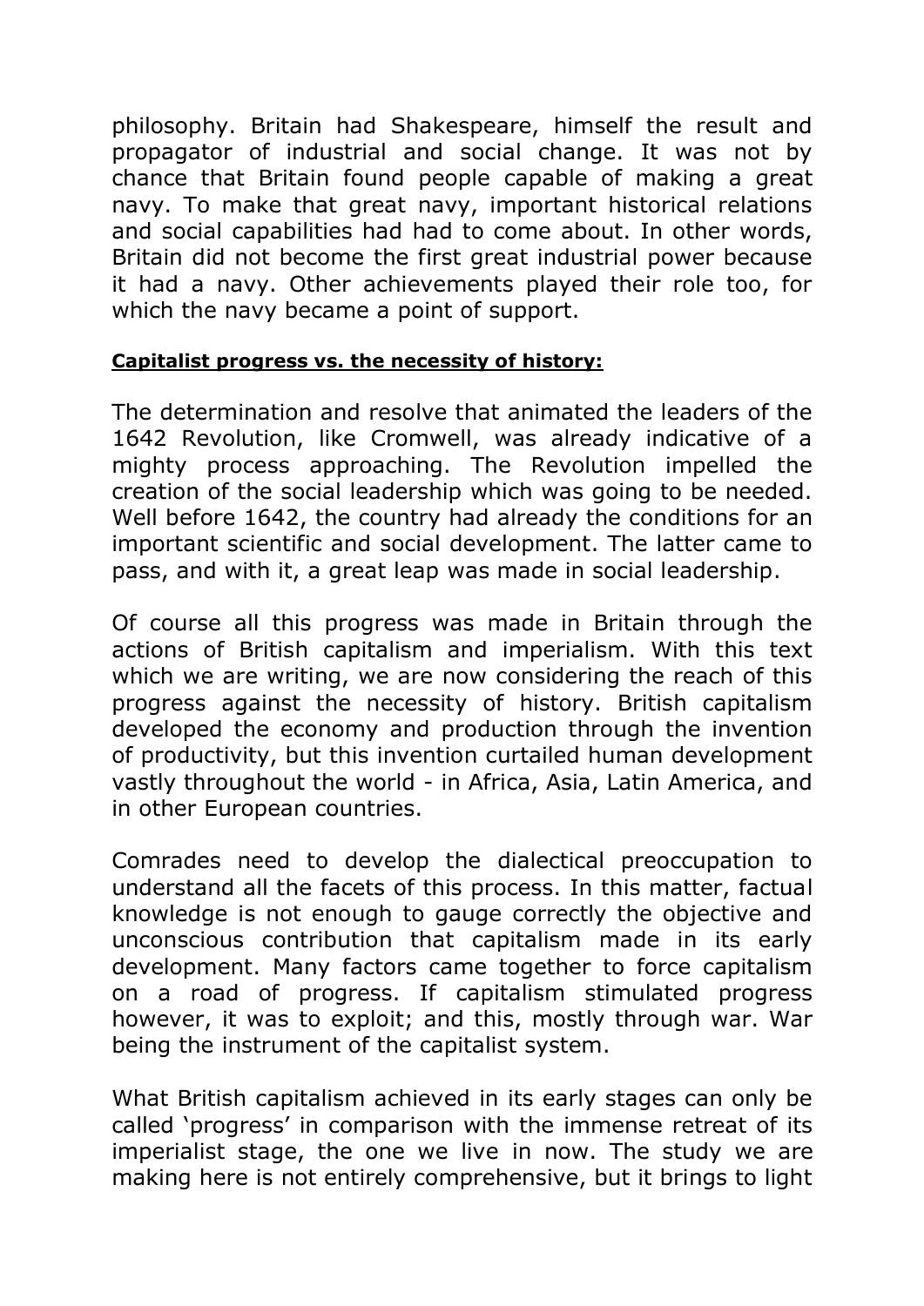philosophy. Britain had Shakespeare, himself the result and propagator of industrial and social change. It was not by chance that Britain found people capable of making a great navy. To make that great navy, important historical relations and social capabilities had had to come about. In other words, Britain did not become the first great industrial power because it had a navy. Other achievements played their role too, for which the navy became a point of support.

**Capitalist progress vs. the necessity of history:**

The determination and resolve that animated the leaders of the 1642 Revolution, like Cromwell, was already indicative of a mighty process approaching. The Revolution impelled the creation of the social leadership which was going to be needed. Well before 1642, the country had already the conditions for an important scientific and social development. The latter came to pass, and with it, a great leap was made in social leadership.

Of course all this progress was made in Britain through the actions of British capitalism and imperialism. With this text which we are writing, we are now considering the reach of this progress against the necessity of history. British capitalism developed the economy and production through the invention of productivity, but this invention curtailed human development vastly throughout the world - in Africa, Asia, Latin America, and in other European countries.

Comrades need to develop the dialectical preoccupation to understand all the facets of this process. In this matter, factual knowledge is not enough to gauge correctly the objective and unconscious contribution that capitalism made in its early development. Many factors came together to force capitalism on a road of progress. If capitalism stimulated progress however, it was to exploit; and this, mostly through war. War being the instrument of the capitalist system.

What British capitalism achieved in its early stages can only be called 'progress' in comparison with the immense retreat of its imperialist stage, the one we live in now. The study we are making here is not entirely comprehensive, but it brings to light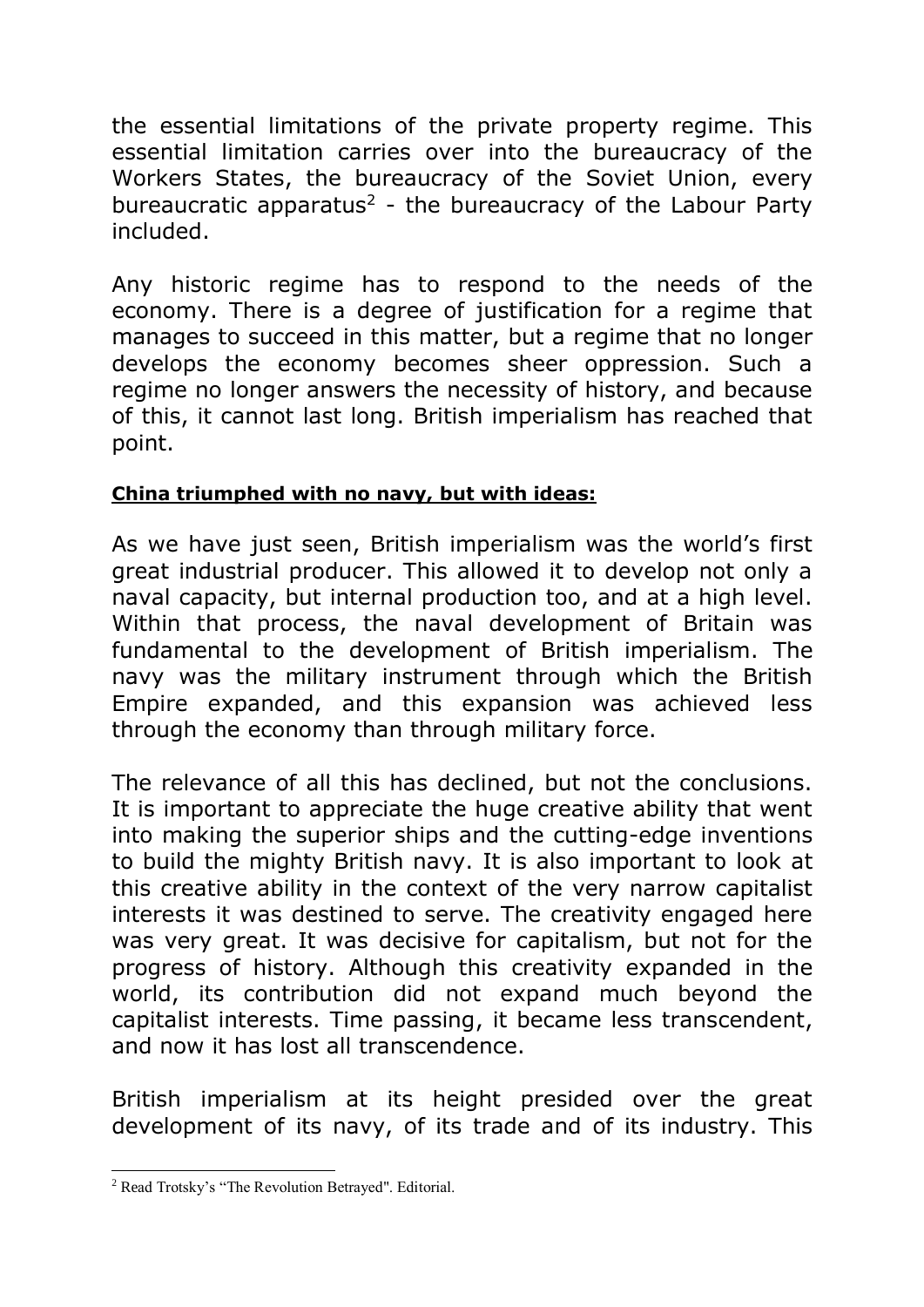the essential limitations of the private property regime. This essential limitation carries over into the bureaucracy of the Workers States, the bureaucracy of the Soviet Union, every bureaucratic apparatus[2] - the bureaucracy of the Labour Party included.

Any historic regime has to respond to the needs of the economy. There is a degree of justification for a regime that manages to succeed in this matter, but a regime that no longer develops the economy becomes sheer oppression. Such a regime no longer answers the necessity of history, and because of this, it cannot last long. British imperialism has reached that point.

**China triumphed with no navy, but with ideas:**

As we have just seen, British imperialism was the world's first great industrial producer. This allowed it to develop not only a naval capacity, but internal production too, and at a high level. Within that process, the naval development of Britain was fundamental to the development of British imperialism. The navy was the military instrument through which the British Empire expanded, and this expansion was achieved less through the economy than through military force.

The relevance of all this has declined, but not the conclusions. It is important to appreciate the huge creative ability that went into making the superior ships and the cutting-edge inventions to build the mighty British navy. It is also important to look at this creative ability in the context of the very narrow capitalist interests it was destined to serve. The creativity engaged here was very great. It was decisive for capitalism, but not for the progress of history. Although this creativity expanded in the world, its contribution did not expand much beyond the capitalist interests. Time passing, it became less transcendent, and now it has lost all transcendence.

British imperialism at its height presided over the great development of its navy, of its trade and of its industry. This

[2] Read Trotsky's "The Revolution Betrayed". Editorial.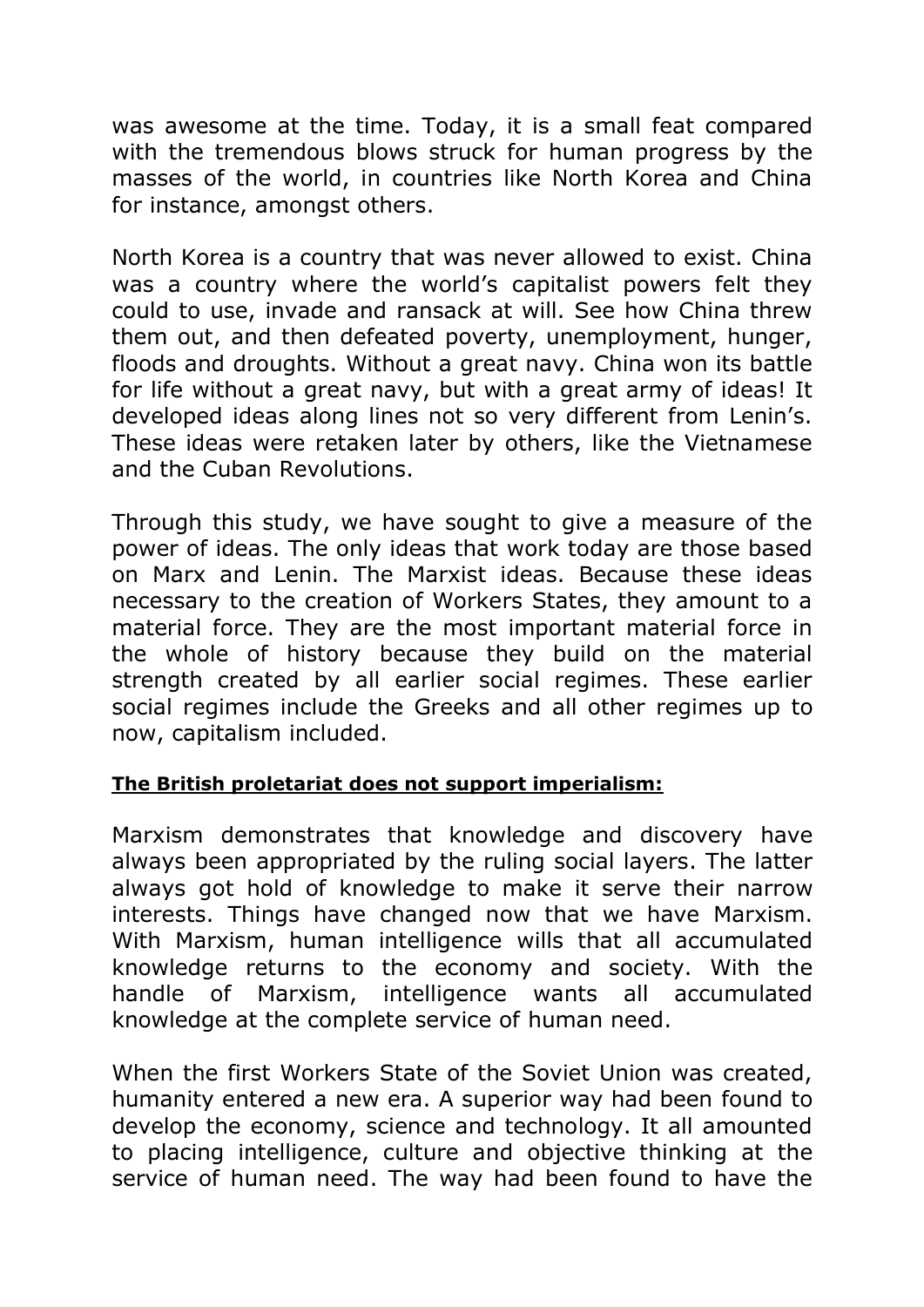was awesome at the time. Today, it is a small feat compared with the tremendous blows struck for human progress by the masses of the world, in countries like North Korea and China for instance, amongst others.

North Korea is a country that was never allowed to exist. China was a country where the world's capitalist powers felt they could to use, invade and ransack at will. See how China threw them out, and then defeated poverty, unemployment, hunger, floods and droughts. Without a great navy. China won its battle for life without a great navy, but with a great army of ideas! It developed ideas along lines not so very different from Lenin's. These ideas were retaken later by others, like the Vietnamese and the Cuban Revolutions.

Through this study, we have sought to give a measure of the power of ideas. The only ideas that work today are those based on Marx and Lenin. The Marxist ideas. Because these ideas necessary to the creation of Workers States, they amount to a material force. They are the most important material force in the whole of history because they build on the material strength created by all earlier social regimes. These earlier social regimes include the Greeks and all other regimes up to now, capitalism included.

**The British proletariat does not support imperialism:**

Marxism demonstrates that knowledge and discovery have always been appropriated by the ruling social layers. The latter always got hold of knowledge to make it serve their narrow interests. Things have changed now that we have Marxism. With Marxism, human intelligence wills that all accumulated knowledge returns to the economy and society. With the handle of Marxism, intelligence wants all accumulated knowledge at the complete service of human need.

When the first Workers State of the Soviet Union was created, humanity entered a new era. A superior way had been found to develop the economy, science and technology. It all amounted to placing intelligence, culture and objective thinking at the service of human need. The way had been found to have the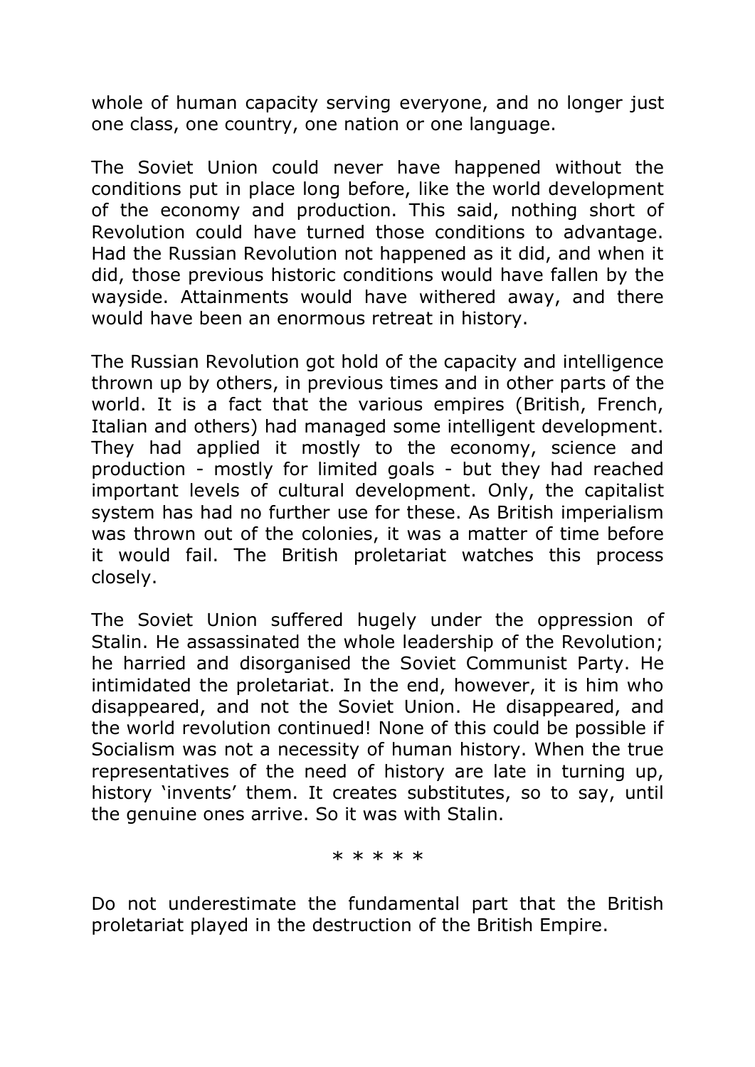whole of human capacity serving everyone, and no longer just one class, one country, one nation or one language.

The Soviet Union could never have happened without the conditions put in place long before, like the world development of the economy and production. This said, nothing short of Revolution could have turned those conditions to advantage. Had the Russian Revolution not happened as it did, and when it did, those previous historic conditions would have fallen by the wayside. Attainments would have withered away, and there would have been an enormous retreat in history.

The Russian Revolution got hold of the capacity and intelligence thrown up by others, in previous times and in other parts of the world. It is a fact that the various empires (British, French, Italian and others) had managed some intelligent development. They had applied it mostly to the economy, science and production - mostly for limited goals - but they had reached important levels of cultural development. Only, the capitalist system has had no further use for these. As British imperialism was thrown out of the colonies, it was a matter of time before it would fail. The British proletariat watches this process closely.

The Soviet Union suffered hugely under the oppression of Stalin. He assassinated the whole leadership of the Revolution; he harried and disorganised the Soviet Communist Party. He intimidated the proletariat. In the end, however, it is him who disappeared, and not the Soviet Union. He disappeared, and the world revolution continued! None of this could be possible if Socialism was not a necessity of human history. When the true representatives of the need of history are late in turning up, history 'invents' them. It creates substitutes, so to say, until the genuine ones arrive. So it was with Stalin.

* * * * *

Do not underestimate the fundamental part that the British proletariat played in the destruction of the British Empire.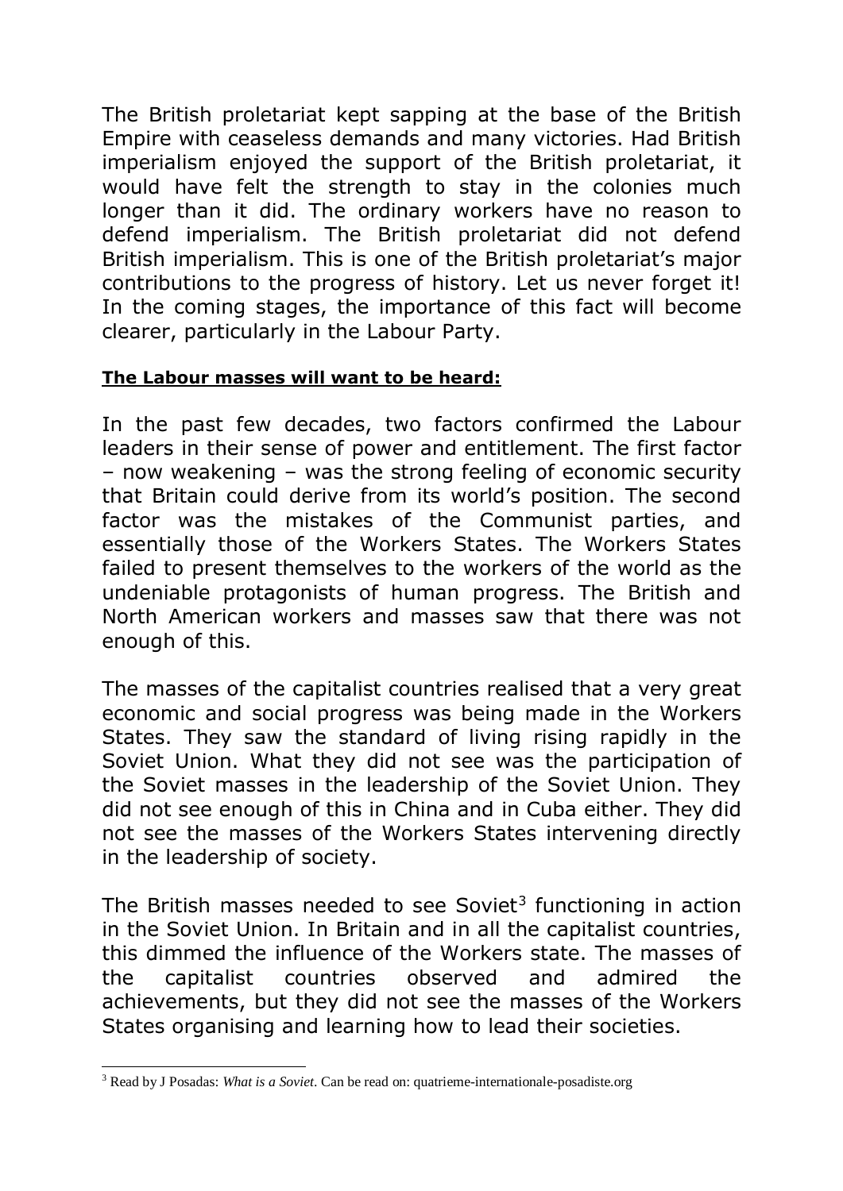The British proletariat kept sapping at the base of the British Empire with ceaseless demands and many victories. Had British imperialism enjoyed the support of the British proletariat, it would have felt the strength to stay in the colonies much longer than it did. The ordinary workers have no reason to defend imperialism. The British proletariat did not defend British imperialism. This is one of the British proletariat's major contributions to the progress of history. Let us never forget it! In the coming stages, the importance of this fact will become clearer, particularly in the Labour Party.

**The Labour masses will want to be heard:**

In the past few decades, two factors confirmed the Labour leaders in their sense of power and entitlement. The first factor – now weakening – was the strong feeling of economic security that Britain could derive from its world's position. The second factor was the mistakes of the Communist parties, and essentially those of the Workers States. The Workers States failed to present themselves to the workers of the world as the undeniable protagonists of human progress. The British and North American workers and masses saw that there was not enough of this.

The masses of the capitalist countries realised that a very great economic and social progress was being made in the Workers States. They saw the standard of living rising rapidly in the Soviet Union. What they did not see was the participation of the Soviet masses in the leadership of the Soviet Union. They did not see enough of this in China and in Cuba either. They did not see the masses of the Workers States intervening directly in the leadership of society.

The British masses needed to see Soviet[3] functioning in action in the Soviet Union. In Britain and in all the capitalist countries, this dimmed the influence of the Workers state. The masses of the capitalist countries observed and admired the achievements, but they did not see the masses of the Workers States organising and learning how to lead their societies.

[3] Read by J Posadas: *What is a Soviet*. Can be read on: quatrieme-internationale-posadiste.org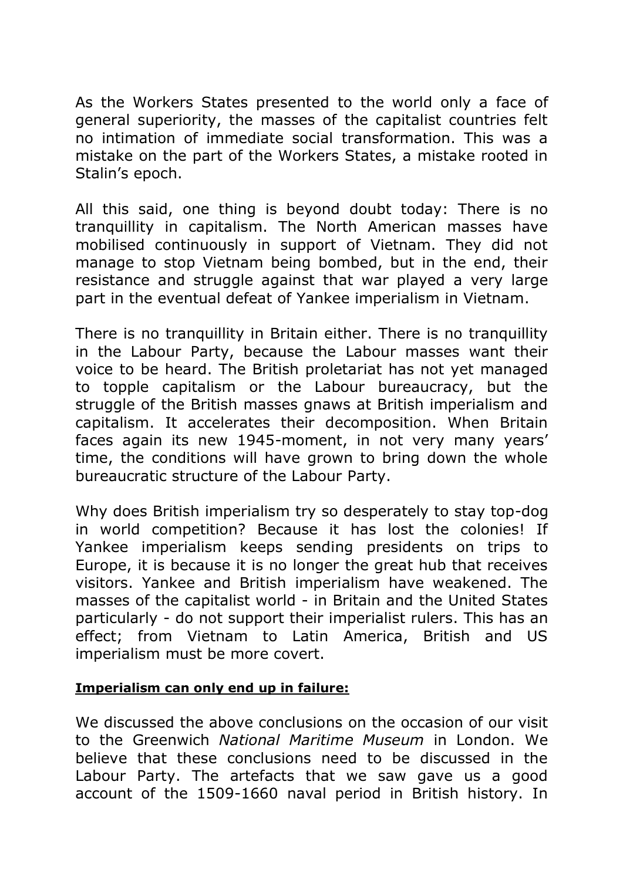As the Workers States presented to the world only a face of general superiority, the masses of the capitalist countries felt no intimation of immediate social transformation. This was a mistake on the part of the Workers States, a mistake rooted in Stalin's epoch.

All this said, one thing is beyond doubt today: There is no tranquillity in capitalism. The North American masses have mobilised continuously in support of Vietnam. They did not manage to stop Vietnam being bombed, but in the end, their resistance and struggle against that war played a very large part in the eventual defeat of Yankee imperialism in Vietnam.

There is no tranquillity in Britain either. There is no tranquillity in the Labour Party, because the Labour masses want their voice to be heard. The British proletariat has not yet managed to topple capitalism or the Labour bureaucracy, but the struggle of the British masses gnaws at British imperialism and capitalism. It accelerates their decomposition. When Britain faces again its new 1945-moment, in not very many years' time, the conditions will have grown to bring down the whole bureaucratic structure of the Labour Party.

Why does British imperialism try so desperately to stay top-dog in world competition? Because it has lost the colonies! If Yankee imperialism keeps sending presidents on trips to Europe, it is because it is no longer the great hub that receives visitors. Yankee and British imperialism have weakened. The masses of the capitalist world - in Britain and the United States particularly - do not support their imperialist rulers. This has an effect; from Vietnam to Latin America, British and US imperialism must be more covert.

**Imperialism can only end up in failure:**

We discussed the above conclusions on the occasion of our visit to the Greenwich *National Maritime Museum* in London. We believe that these conclusions need to be discussed in the Labour Party. The artefacts that we saw gave us a good account of the 1509-1660 naval period in British history. In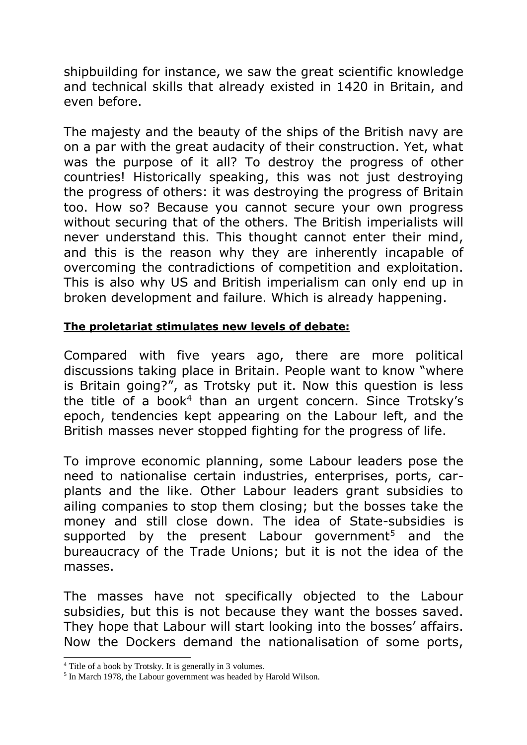shipbuilding for instance, we saw the great scientific knowledge and technical skills that already existed in 1420 in Britain, and even before.

The majesty and the beauty of the ships of the British navy are on a par with the great audacity of their construction. Yet, what was the purpose of it all? To destroy the progress of other countries! Historically speaking, this was not just destroying the progress of others: it was destroying the progress of Britain too. How so? Because you cannot secure your own progress without securing that of the others. The British imperialists will never understand this. This thought cannot enter their mind, and this is the reason why they are inherently incapable of overcoming the contradictions of competition and exploitation. This is also why US and British imperialism can only end up in broken development and failure. Which is already happening.

**The proletariat stimulates new levels of debate:**

Compared with five years ago, there are more political discussions taking place in Britain. People want to know "where is Britain going?", as Trotsky put it. Now this question is less the title of a book[4] than an urgent concern. Since Trotsky's epoch, tendencies kept appearing on the Labour left, and the British masses never stopped fighting for the progress of life.

To improve economic planning, some Labour leaders pose the need to nationalise certain industries, enterprises, ports, car-plants and the like. Other Labour leaders grant subsidies to ailing companies to stop them closing; but the bosses take the money and still close down. The idea of State-subsidies is supported by the present Labour government[5] and the bureaucracy of the Trade Unions; but it is not the idea of the masses.

The masses have not specifically objected to the Labour subsidies, but this is not because they want the bosses saved. They hope that Labour will start looking into the bosses' affairs. Now the Dockers demand the nationalisation of some ports,

---

[4] Title of a book by Trotsky. It is generally in 3 volumes.

[5] In March 1978, the Labour government was headed by Harold Wilson.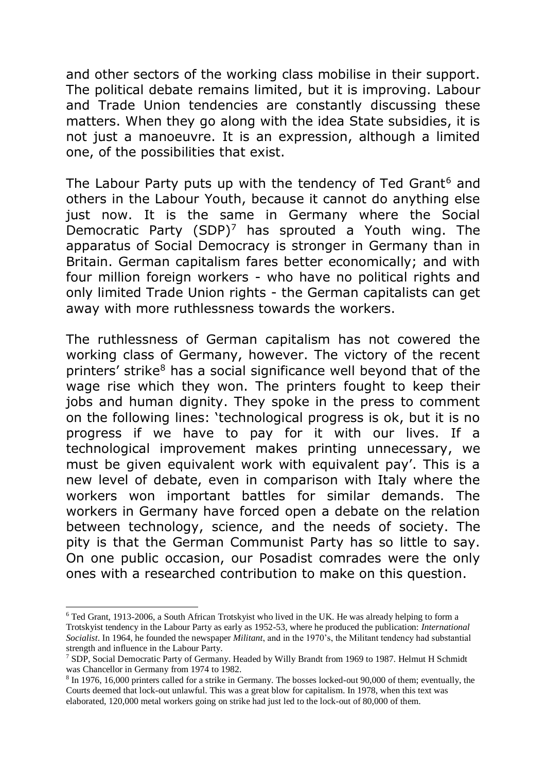and other sectors of the working class mobilise in their support. The political debate remains limited, but it is improving. Labour and Trade Union tendencies are constantly discussing these matters. When they go along with the idea State subsidies, it is not just a manoeuvre. It is an expression, although a limited one, of the possibilities that exist.

The Labour Party puts up with the tendency of Ted Grant[6] and others in the Labour Youth, because it cannot do anything else just now. It is the same in Germany where the Social Democratic Party (SDP)[7] has sprouted a Youth wing. The apparatus of Social Democracy is stronger in Germany than in Britain. German capitalism fares better economically; and with four million foreign workers - who have no political rights and only limited Trade Union rights - the German capitalists can get away with more ruthlessness towards the workers.

The ruthlessness of German capitalism has not cowered the working class of Germany, however. The victory of the recent printers' strike[8] has a social significance well beyond that of the wage rise which they won. The printers fought to keep their jobs and human dignity. They spoke in the press to comment on the following lines: 'technological progress is ok, but it is no progress if we have to pay for it with our lives. If a technological improvement makes printing unnecessary, we must be given equivalent work with equivalent pay'. This is a new level of debate, even in comparison with Italy where the workers won important battles for similar demands. The workers in Germany have forced open a debate on the relation between technology, science, and the needs of society. The pity is that the German Communist Party has so little to say. On one public occasion, our Posadist comrades were the only ones with a researched contribution to make on this question.

---

[6] Ted Grant, 1913-2006, a South African Trotskyist who lived in the UK. He was already helping to form a Trotskyist tendency in the Labour Party as early as 1952-53, where he produced the publication: *International Socialist*. In 1964, he founded the newspaper *Militant*, and in the 1970's, the Militant tendency had substantial strength and influence in the Labour Party.

[7] SDP, Social Democratic Party of Germany. Headed by Willy Brandt from 1969 to 1987. Helmut H Schmidt was Chancellor in Germany from 1974 to 1982.

[8] In 1976, 16,000 printers called for a strike in Germany. The bosses locked-out 90,000 of them; eventually, the Courts deemed that lock-out unlawful. This was a great blow for capitalism. In 1978, when this text was elaborated, 120,000 metal workers going on strike had just led to the lock-out of 80,000 of them.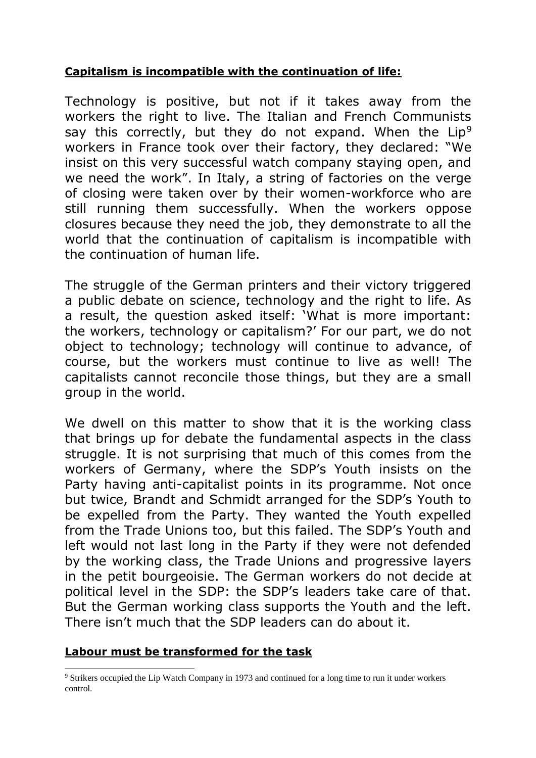**Capitalism is incompatible with the continuation of life:**

Technology is positive, but not if it takes away from the workers the right to live. The Italian and French Communists say this correctly, but they do not expand. When the Lip[9] workers in France took over their factory, they declared: "We insist on this very successful watch company staying open, and we need the work". In Italy, a string of factories on the verge of closing were taken over by their women-workforce who are still running them successfully. When the workers oppose closures because they need the job, they demonstrate to all the world that the continuation of capitalism is incompatible with the continuation of human life.

The struggle of the German printers and their victory triggered a public debate on science, technology and the right to life. As a result, the question asked itself: 'What is more important: the workers, technology or capitalism?' For our part, we do not object to technology; technology will continue to advance, of course, but the workers must continue to live as well! The capitalists cannot reconcile those things, but they are a small group in the world.

We dwell on this matter to show that it is the working class that brings up for debate the fundamental aspects in the class struggle. It is not surprising that much of this comes from the workers of Germany, where the SDP's Youth insists on the Party having anti-capitalist points in its programme. Not once but twice, Brandt and Schmidt arranged for the SDP's Youth to be expelled from the Party. They wanted the Youth expelled from the Trade Unions too, but this failed. The SDP's Youth and left would not last long in the Party if they were not defended by the working class, the Trade Unions and progressive layers in the petit bourgeoisie. The German workers do not decide at political level in the SDP: the SDP's leaders take care of that. But the German working class supports the Youth and the left. There isn't much that the SDP leaders can do about it.

**Labour must be transformed for the task**

[9] Strikers occupied the Lip Watch Company in 1973 and continued for a long time to run it under workers control.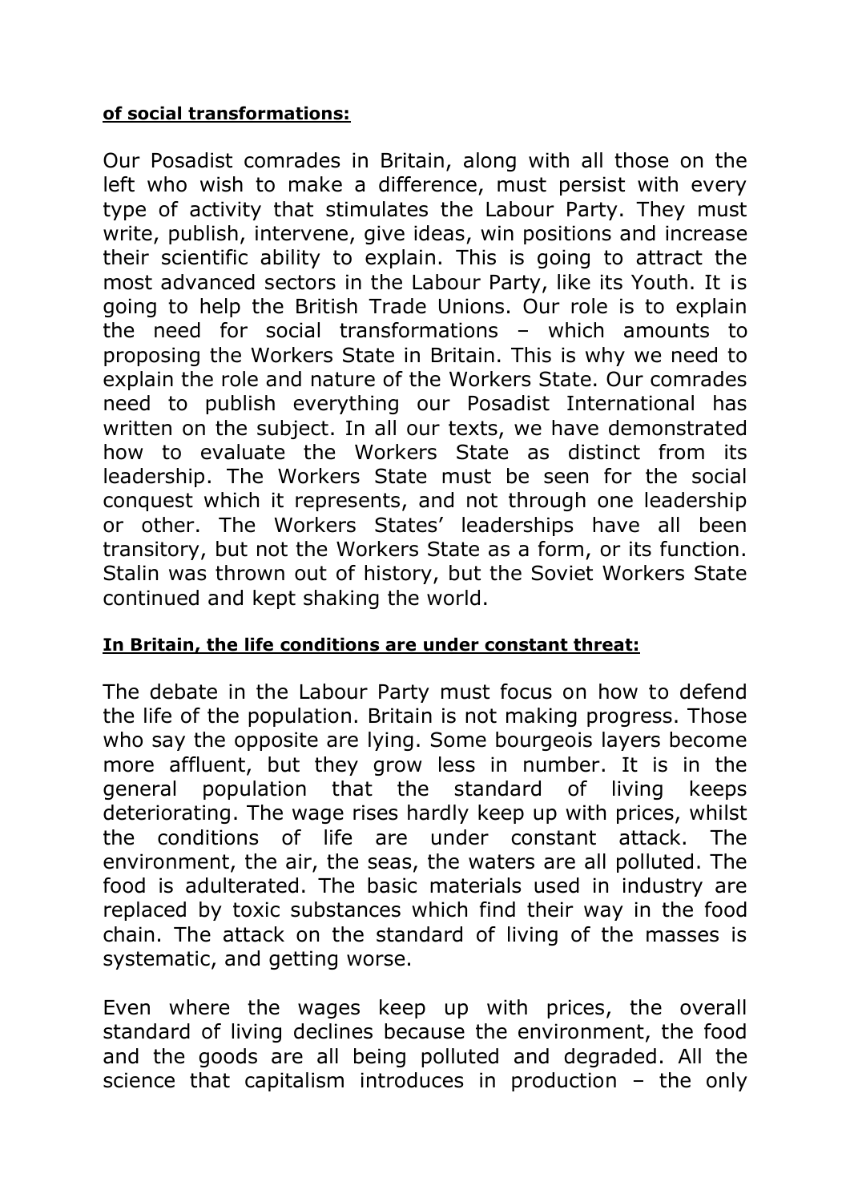**of social transformations:**

Our Posadist comrades in Britain, along with all those on the left who wish to make a difference, must persist with every type of activity that stimulates the Labour Party. They must write, publish, intervene, give ideas, win positions and increase their scientific ability to explain. This is going to attract the most advanced sectors in the Labour Party, like its Youth. It is going to help the British Trade Unions. Our role is to explain the need for social transformations – which amounts to proposing the Workers State in Britain. This is why we need to explain the role and nature of the Workers State. Our comrades need to publish everything our Posadist International has written on the subject. In all our texts, we have demonstrated how to evaluate the Workers State as distinct from its leadership. The Workers State must be seen for the social conquest which it represents, and not through one leadership or other. The Workers States' leaderships have all been transitory, but not the Workers State as a form, or its function. Stalin was thrown out of history, but the Soviet Workers State continued and kept shaking the world.

**In Britain, the life conditions are under constant threat:**

The debate in the Labour Party must focus on how to defend the life of the population. Britain is not making progress. Those who say the opposite are lying. Some bourgeois layers become more affluent, but they grow less in number. It is in the general population that the standard of living keeps deteriorating. The wage rises hardly keep up with prices, whilst the conditions of life are under constant attack. The environment, the air, the seas, the waters are all polluted. The food is adulterated. The basic materials used in industry are replaced by toxic substances which find their way in the food chain. The attack on the standard of living of the masses is systematic, and getting worse.

Even where the wages keep up with prices, the overall standard of living declines because the environment, the food and the goods are all being polluted and degraded. All the science that capitalism introduces in production – the only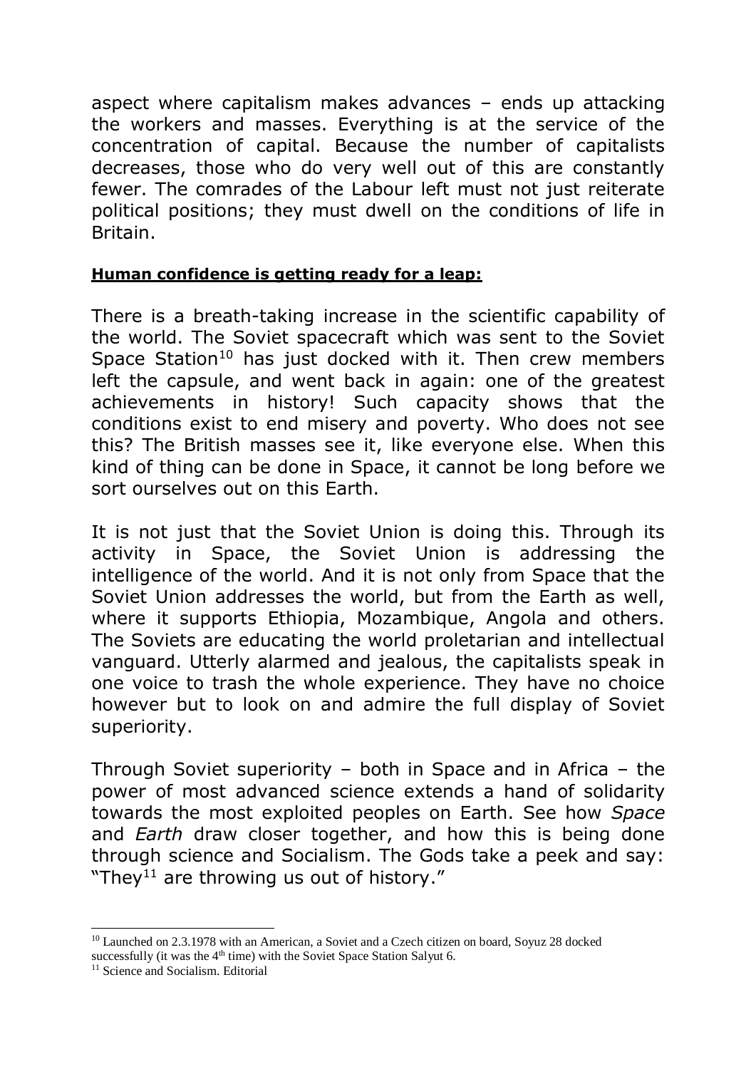aspect where capitalism makes advances – ends up attacking the workers and masses. Everything is at the service of the concentration of capital. Because the number of capitalists decreases, those who do very well out of this are constantly fewer. The comrades of the Labour left must not just reiterate political positions; they must dwell on the conditions of life in Britain.

**Human confidence is getting ready for a leap:**

There is a breath-taking increase in the scientific capability of the world. The Soviet spacecraft which was sent to the Soviet Space Station[10] has just docked with it. Then crew members left the capsule, and went back in again: one of the greatest achievements in history! Such capacity shows that the conditions exist to end misery and poverty. Who does not see this? The British masses see it, like everyone else. When this kind of thing can be done in Space, it cannot be long before we sort ourselves out on this Earth.

It is not just that the Soviet Union is doing this. Through its activity in Space, the Soviet Union is addressing the intelligence of the world. And it is not only from Space that the Soviet Union addresses the world, but from the Earth as well, where it supports Ethiopia, Mozambique, Angola and others. The Soviets are educating the world proletarian and intellectual vanguard. Utterly alarmed and jealous, the capitalists speak in one voice to trash the whole experience. They have no choice however but to look on and admire the full display of Soviet superiority.

Through Soviet superiority – both in Space and in Africa – the power of most advanced science extends a hand of solidarity towards the most exploited peoples on Earth. See how *Space* and *Earth* draw closer together, and how this is being done through science and Socialism. The Gods take a peek and say: "They[11] are throwing us out of history."

---

[10] Launched on 2.3.1978 with an American, a Soviet and a Czech citizen on board, Soyuz 28 docked successfully (it was the 4th time) with the Soviet Space Station Salyut 6.

[11] Science and Socialism. Editorial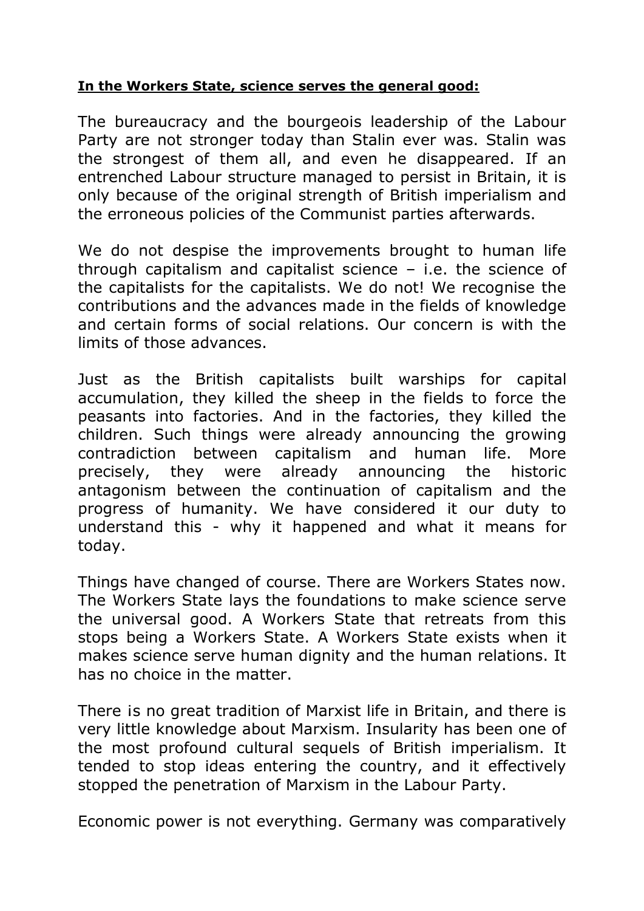**In the Workers State, science serves the general good:**

The bureaucracy and the bourgeois leadership of the Labour Party are not stronger today than Stalin ever was. Stalin was the strongest of them all, and even he disappeared. If an entrenched Labour structure managed to persist in Britain, it is only because of the original strength of British imperialism and the erroneous policies of the Communist parties afterwards.

We do not despise the improvements brought to human life through capitalism and capitalist science – i.e. the science of the capitalists for the capitalists. We do not! We recognise the contributions and the advances made in the fields of knowledge and certain forms of social relations. Our concern is with the limits of those advances.

Just as the British capitalists built warships for capital accumulation, they killed the sheep in the fields to force the peasants into factories. And in the factories, they killed the children. Such things were already announcing the growing contradiction between capitalism and human life. More precisely, they were already announcing the historic antagonism between the continuation of capitalism and the progress of humanity. We have considered it our duty to understand this - why it happened and what it means for today.

Things have changed of course. There are Workers States now. The Workers State lays the foundations to make science serve the universal good. A Workers State that retreats from this stops being a Workers State. A Workers State exists when it makes science serve human dignity and the human relations. It has no choice in the matter.

There is no great tradition of Marxist life in Britain, and there is very little knowledge about Marxism. Insularity has been one of the most profound cultural sequels of British imperialism. It tended to stop ideas entering the country, and it effectively stopped the penetration of Marxism in the Labour Party.

Economic power is not everything. Germany was comparatively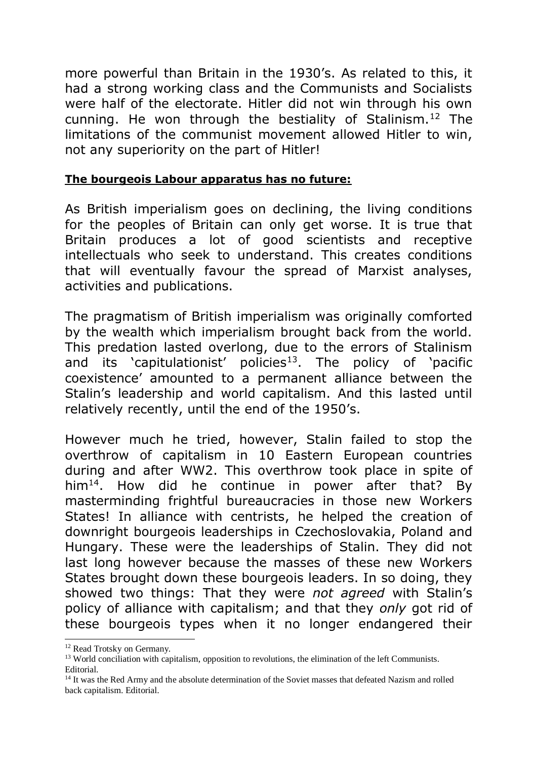more powerful than Britain in the 1930's. As related to this, it had a strong working class and the Communists and Socialists were half of the electorate. Hitler did not win through his own cunning. He won through the bestiality of Stalinism.[12] The limitations of the communist movement allowed Hitler to win, not any superiority on the part of Hitler!

**The bourgeois Labour apparatus has no future:**

As British imperialism goes on declining, the living conditions for the peoples of Britain can only get worse. It is true that Britain produces a lot of good scientists and receptive intellectuals who seek to understand. This creates conditions that will eventually favour the spread of Marxist analyses, activities and publications.

The pragmatism of British imperialism was originally comforted by the wealth which imperialism brought back from the world. This predation lasted overlong, due to the errors of Stalinism and its 'capitulationist' policies[13]. The policy of 'pacific coexistence' amounted to a permanent alliance between the Stalin's leadership and world capitalism. And this lasted until relatively recently, until the end of the 1950's.

However much he tried, however, Stalin failed to stop the overthrow of capitalism in 10 Eastern European countries during and after WW2. This overthrow took place in spite of him[14]. How did he continue in power after that? By masterminding frightful bureaucracies in those new Workers States! In alliance with centrists, he helped the creation of downright bourgeois leaderships in Czechoslovakia, Poland and Hungary. These were the leaderships of Stalin. They did not last long however because the masses of these new Workers States brought down these bourgeois leaders. In so doing, they showed two things: That they were *not agreed* with Stalin's policy of alliance with capitalism; and that they *only* got rid of these bourgeois types when it no longer endangered their

---

[12] Read Trotsky on Germany.

[13] World conciliation with capitalism, opposition to revolutions, the elimination of the left Communists. Editorial.

[14] It was the Red Army and the absolute determination of the Soviet masses that defeated Nazism and rolled back capitalism. Editorial.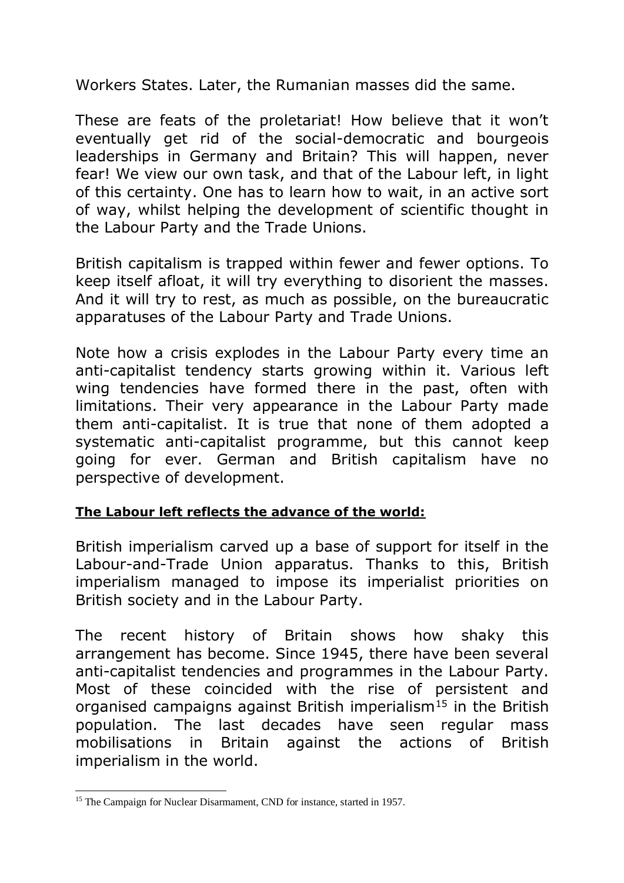Workers States. Later, the Rumanian masses did the same.

These are feats of the proletariat! How believe that it won't eventually get rid of the social-democratic and bourgeois leaderships in Germany and Britain? This will happen, never fear! We view our own task, and that of the Labour left, in light of this certainty. One has to learn how to wait, in an active sort of way, whilst helping the development of scientific thought in the Labour Party and the Trade Unions.

British capitalism is trapped within fewer and fewer options. To keep itself afloat, it will try everything to disorient the masses. And it will try to rest, as much as possible, on the bureaucratic apparatuses of the Labour Party and Trade Unions.

Note how a crisis explodes in the Labour Party every time an anti-capitalist tendency starts growing within it. Various left wing tendencies have formed there in the past, often with limitations. Their very appearance in the Labour Party made them anti-capitalist. It is true that none of them adopted a systematic anti-capitalist programme, but this cannot keep going for ever. German and British capitalism have no perspective of development.

**The Labour left reflects the advance of the world:**

British imperialism carved up a base of support for itself in the Labour-and-Trade Union apparatus. Thanks to this, British imperialism managed to impose its imperialist priorities on British society and in the Labour Party.

The recent history of Britain shows how shaky this arrangement has become. Since 1945, there have been several anti-capitalist tendencies and programmes in the Labour Party. Most of these coincided with the rise of persistent and organised campaigns against British imperialism[15] in the British population. The last decades have seen regular mass mobilisations in Britain against the actions of British imperialism in the world.

---

[15] The Campaign for Nuclear Disarmament, CND for instance, started in 1957.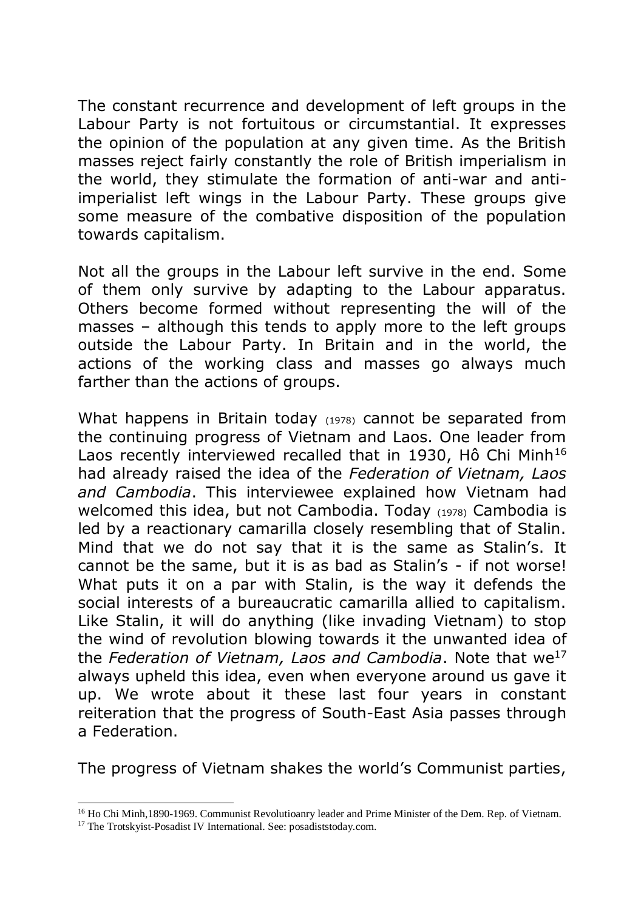The constant recurrence and development of left groups in the Labour Party is not fortuitous or circumstantial. It expresses the opinion of the population at any given time. As the British masses reject fairly constantly the role of British imperialism in the world, they stimulate the formation of anti-war and anti-imperialist left wings in the Labour Party. These groups give some measure of the combative disposition of the population towards capitalism.

Not all the groups in the Labour left survive in the end. Some of them only survive by adapting to the Labour apparatus. Others become formed without representing the will of the masses – although this tends to apply more to the left groups outside the Labour Party. In Britain and in the world, the actions of the working class and masses go always much farther than the actions of groups.

What happens in Britain today (1978) cannot be separated from the continuing progress of Vietnam and Laos. One leader from Laos recently interviewed recalled that in 1930, Hô Chi Minh[16] had already raised the idea of the *Federation of Vietnam, Laos and Cambodia*. This interviewee explained how Vietnam had welcomed this idea, but not Cambodia. Today (1978) Cambodia is led by a reactionary camarilla closely resembling that of Stalin. Mind that we do not say that it is the same as Stalin's. It cannot be the same, but it is as bad as Stalin's - if not worse! What puts it on a par with Stalin, is the way it defends the social interests of a bureaucratic camarilla allied to capitalism. Like Stalin, it will do anything (like invading Vietnam) to stop the wind of revolution blowing towards it the unwanted idea of the *Federation of Vietnam, Laos and Cambodia*. Note that we[17] always upheld this idea, even when everyone around us gave it up. We wrote about it these last four years in constant reiteration that the progress of South-East Asia passes through a Federation.

The progress of Vietnam shakes the world's Communist parties,

---

[16] Ho Chi Minh,1890-1969. Communist Revolutioanry leader and Prime Minister of the Dem. Rep. of Vietnam.

[17] The Trotskyist-Posadist IV International. See: posadiststoday.com.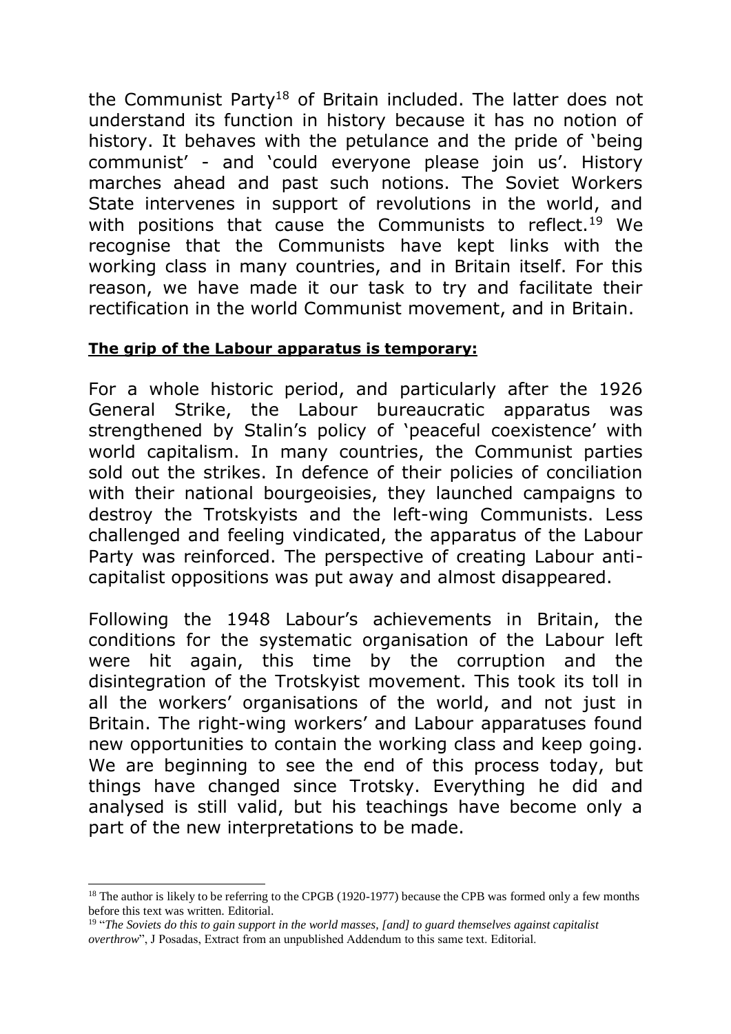the Communist Party[18] of Britain included. The latter does not understand its function in history because it has no notion of history. It behaves with the petulance and the pride of 'being communist' - and 'could everyone please join us'. History marches ahead and past such notions. The Soviet Workers State intervenes in support of revolutions in the world, and with positions that cause the Communists to reflect.[19] We recognise that the Communists have kept links with the working class in many countries, and in Britain itself. For this reason, we have made it our task to try and facilitate their rectification in the world Communist movement, and in Britain.

**The grip of the Labour apparatus is temporary:**

For a whole historic period, and particularly after the 1926 General Strike, the Labour bureaucratic apparatus was strengthened by Stalin's policy of 'peaceful coexistence' with world capitalism. In many countries, the Communist parties sold out the strikes. In defence of their policies of conciliation with their national bourgeoisies, they launched campaigns to destroy the Trotskyists and the left-wing Communists. Less challenged and feeling vindicated, the apparatus of the Labour Party was reinforced. The perspective of creating Labour anti-capitalist oppositions was put away and almost disappeared.

Following the 1948 Labour's achievements in Britain, the conditions for the systematic organisation of the Labour left were hit again, this time by the corruption and the disintegration of the Trotskyist movement. This took its toll in all the workers' organisations of the world, and not just in Britain. The right-wing workers' and Labour apparatuses found new opportunities to contain the working class and keep going. We are beginning to see the end of this process today, but things have changed since Trotsky. Everything he did and analysed is still valid, but his teachings have become only a part of the new interpretations to be made.

---

[18] The author is likely to be referring to the CPGB (1920-1977) because the CPB was formed only a few months before this text was written. Editorial.

[19] "*The Soviets do this to gain support in the world masses, [and] to guard themselves against capitalist overthrow*", J Posadas, Extract from an unpublished Addendum to this same text. Editorial.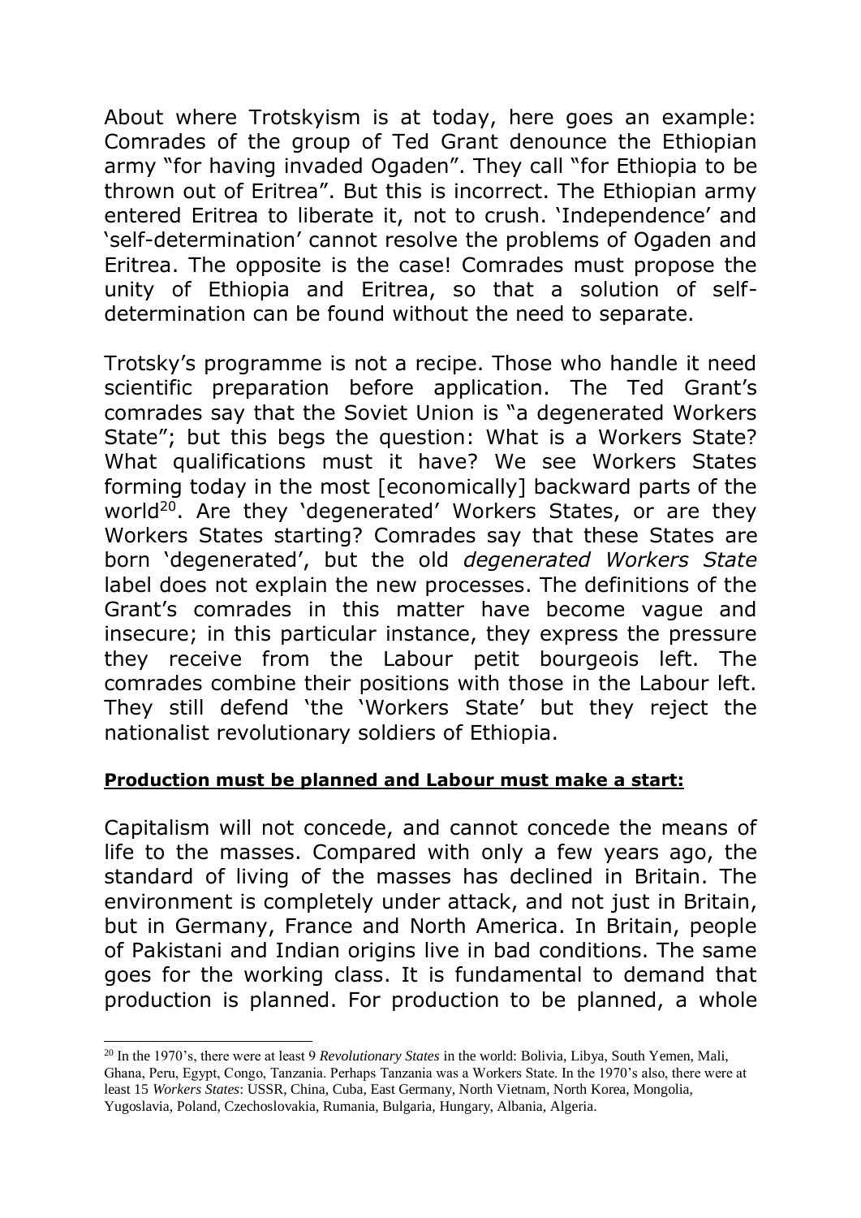About where Trotskyism is at today, here goes an example: Comrades of the group of Ted Grant denounce the Ethiopian army "for having invaded Ogaden". They call "for Ethiopia to be thrown out of Eritrea". But this is incorrect. The Ethiopian army entered Eritrea to liberate it, not to crush. 'Independence' and 'self-determination' cannot resolve the problems of Ogaden and Eritrea. The opposite is the case! Comrades must propose the unity of Ethiopia and Eritrea, so that a solution of self-determination can be found without the need to separate.

Trotsky's programme is not a recipe. Those who handle it need scientific preparation before application. The Ted Grant's comrades say that the Soviet Union is "a degenerated Workers State"; but this begs the question: What is a Workers State? What qualifications must it have? We see Workers States forming today in the most [economically] backward parts of the world[20]. Are they 'degenerated' Workers States, or are they Workers States starting? Comrades say that these States are born 'degenerated', but the old *degenerated Workers State* label does not explain the new processes. The definitions of the Grant's comrades in this matter have become vague and insecure; in this particular instance, they express the pressure they receive from the Labour petit bourgeois left. The comrades combine their positions with those in the Labour left. They still defend 'the 'Workers State' but they reject the nationalist revolutionary soldiers of Ethiopia.

**<u>Production must be planned and Labour must make a start:</u>**

Capitalism will not concede, and cannot concede the means of life to the masses. Compared with only a few years ago, the standard of living of the masses has declined in Britain. The environment is completely under attack, and not just in Britain, but in Germany, France and North America. In Britain, people of Pakistani and Indian origins live in bad conditions. The same goes for the working class. It is fundamental to demand that production is planned. For production to be planned, a whole

---

[20] In the 1970's, there were at least 9 *Revolutionary States* in the world: Bolivia, Libya, South Yemen, Mali, Ghana, Peru, Egypt, Congo, Tanzania. Perhaps Tanzania was a Workers State. In the 1970's also, there were at least 15 *Workers States*: USSR, China, Cuba, East Germany, North Vietnam, North Korea, Mongolia, Yugoslavia, Poland, Czechoslovakia, Rumania, Bulgaria, Hungary, Albania, Algeria.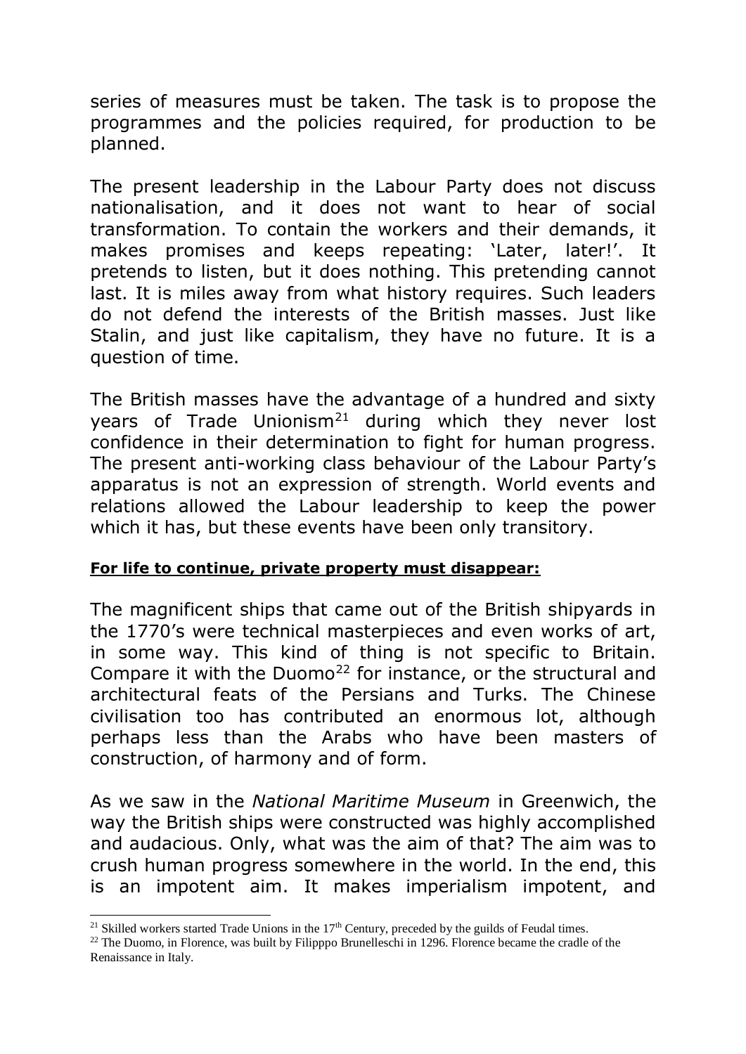series of measures must be taken. The task is to propose the programmes and the policies required, for production to be planned.

The present leadership in the Labour Party does not discuss nationalisation, and it does not want to hear of social transformation. To contain the workers and their demands, it makes promises and keeps repeating: 'Later, later!'. It pretends to listen, but it does nothing. This pretending cannot last. It is miles away from what history requires. Such leaders do not defend the interests of the British masses. Just like Stalin, and just like capitalism, they have no future. It is a question of time.

The British masses have the advantage of a hundred and sixty years of Trade Unionism[21] during which they never lost confidence in their determination to fight for human progress. The present anti-working class behaviour of the Labour Party's apparatus is not an expression of strength. World events and relations allowed the Labour leadership to keep the power which it has, but these events have been only transitory.

**For life to continue, private property must disappear:**

The magnificent ships that came out of the British shipyards in the 1770's were technical masterpieces and even works of art, in some way. This kind of thing is not specific to Britain. Compare it with the Duomo[22] for instance, or the structural and architectural feats of the Persians and Turks. The Chinese civilisation too has contributed an enormous lot, although perhaps less than the Arabs who have been masters of construction, of harmony and of form.

As we saw in the *National Maritime Museum* in Greenwich, the way the British ships were constructed was highly accomplished and audacious. Only, what was the aim of that? The aim was to crush human progress somewhere in the world. In the end, this is an impotent aim. It makes imperialism impotent, and

[21] Skilled workers started Trade Unions in the 17th Century, preceded by the guilds of Feudal times.

[22] The Duomo, in Florence, was built by Filipppo Brunelleschi in 1296. Florence became the cradle of the Renaissance in Italy.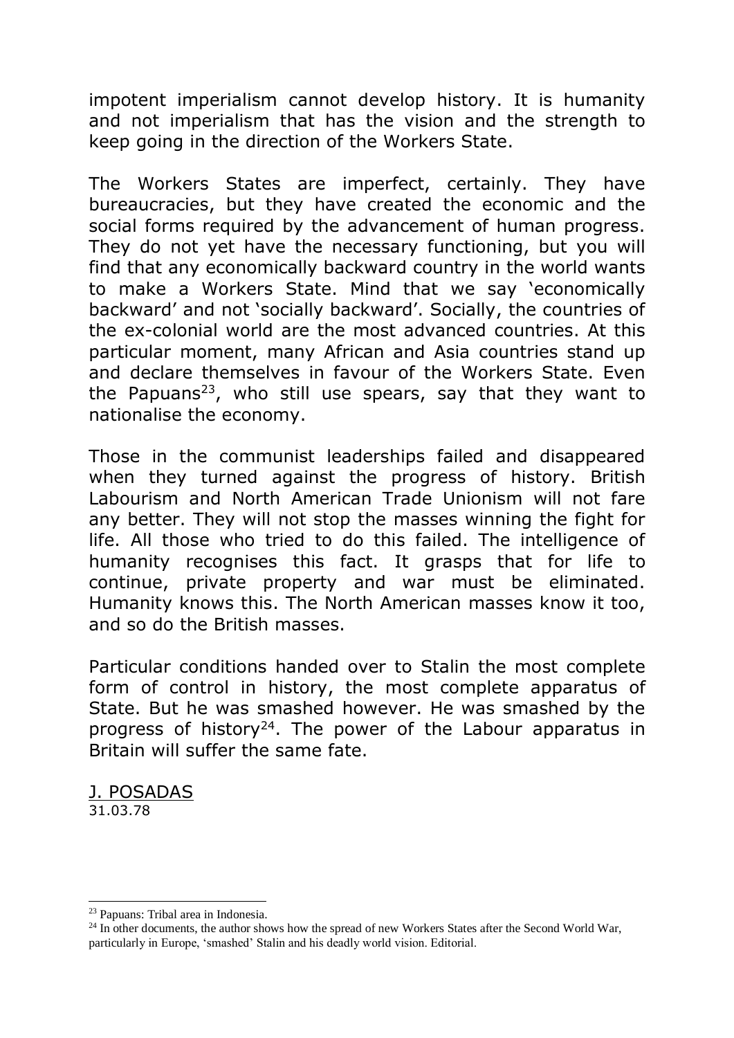impotent imperialism cannot develop history. It is humanity and not imperialism that has the vision and the strength to keep going in the direction of the Workers State.

The Workers States are imperfect, certainly. They have bureaucracies, but they have created the economic and the social forms required by the advancement of human progress. They do not yet have the necessary functioning, but you will find that any economically backward country in the world wants to make a Workers State. Mind that we say 'economically backward' and not 'socially backward'. Socially, the countries of the ex-colonial world are the most advanced countries. At this particular moment, many African and Asia countries stand up and declare themselves in favour of the Workers State. Even the Papuans[23], who still use spears, say that they want to nationalise the economy.

Those in the communist leaderships failed and disappeared when they turned against the progress of history. British Labourism and North American Trade Unionism will not fare any better. They will not stop the masses winning the fight for life. All those who tried to do this failed. The intelligence of humanity recognises this fact. It grasps that for life to continue, private property and war must be eliminated. Humanity knows this. The North American masses know it too, and so do the British masses.

Particular conditions handed over to Stalin the most complete form of control in history, the most complete apparatus of State. But he was smashed however. He was smashed by the progress of history[24]. The power of the Labour apparatus in Britain will suffer the same fate.

J. POSADAS
31.03.78

---

[23] Papuans: Tribal area in Indonesia.

[24] In other documents, the author shows how the spread of new Workers States after the Second World War, particularly in Europe, 'smashed' Stalin and his deadly world vision. Editorial.